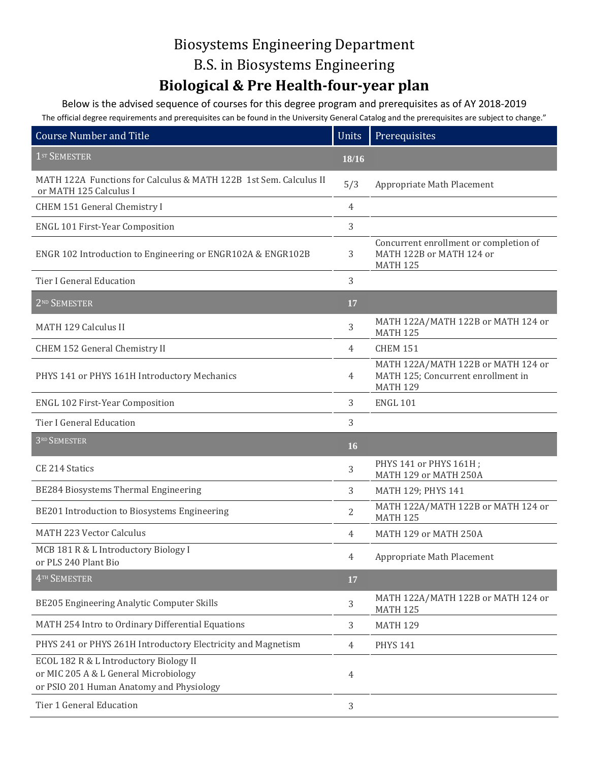# Biosystems Engineering Department

## B.S. in Biosystems Engineering

## **Biological & Pre Health-four-year plan**

Below is the advised sequence of courses for this degree program and prerequisites as of AY 2018-2019

The official degree requirements and prerequisites can be found in the University General Catalog and the prerequisites are subject to change."

| Course Number and Title | Units | Prerequisites |
|---|---|---|
| 1ST SEMESTER | **18/16** | |
| MATH 122A Functions for Calculus & MATH 122B 1st Sem. Calculus II or MATH 125 Calculus I | 5/3 | Appropriate Math Placement |
| CHEM 151 General Chemistry I | 4 | |
| ENGL 101 First-Year Composition | 3 | |
| ENGR 102 Introduction to Engineering or ENGR102A & ENGR102B | 3 | Concurrent enrollment or completion of MATH 122B or MATH 124 or MATH 125 |
| Tier I General Education | 3 | |
| 2ND SEMESTER | **17** | |
| MATH 129 Calculus II | 3 | MATH 122A/MATH 122B or MATH 124 or MATH 125 |
| CHEM 152 General Chemistry II | 4 | CHEM 151 |
| PHYS 141 or PHYS 161H Introductory Mechanics | 4 | MATH 122A/MATH 122B or MATH 124 or MATH 125; Concurrent enrollment in MATH 129 |
| ENGL 102 First-Year Composition | 3 | ENGL 101 |
| Tier I General Education | 3 | |
| 3RD SEMESTER | **16** | |
| CE 214 Statics | 3 | PHYS 141 or PHYS 161H ; MATH 129 or MATH 250A |
| BE284 Biosystems Thermal Engineering | 3 | MATH 129; PHYS 141 |
| BE201 Introduction to Biosystems Engineering | 2 | MATH 122A/MATH 122B or MATH 124 or MATH 125 |
| MATH 223 Vector Calculus | 4 | MATH 129 or MATH 250A |
| MCB 181 R & L Introductory Biology I or PLS 240 Plant Bio | 4 | Appropriate Math Placement |
| 4TH SEMESTER | **17** | |
| BE205 Engineering Analytic Computer Skills | 3 | MATH 122A/MATH 122B or MATH 124 or MATH 125 |
| MATH 254 Intro to Ordinary Differential Equations | 3 | MATH 129 |
| PHYS 241 or PHYS 261H Introductory Electricity and Magnetism | 4 | PHYS 141 |
| ECOL 182 R & L Introductory Biology II or MIC 205 A & L General Microbiology or PSIO 201 Human Anatomy and Physiology | 4 | |
| Tier 1 General Education | 3 | |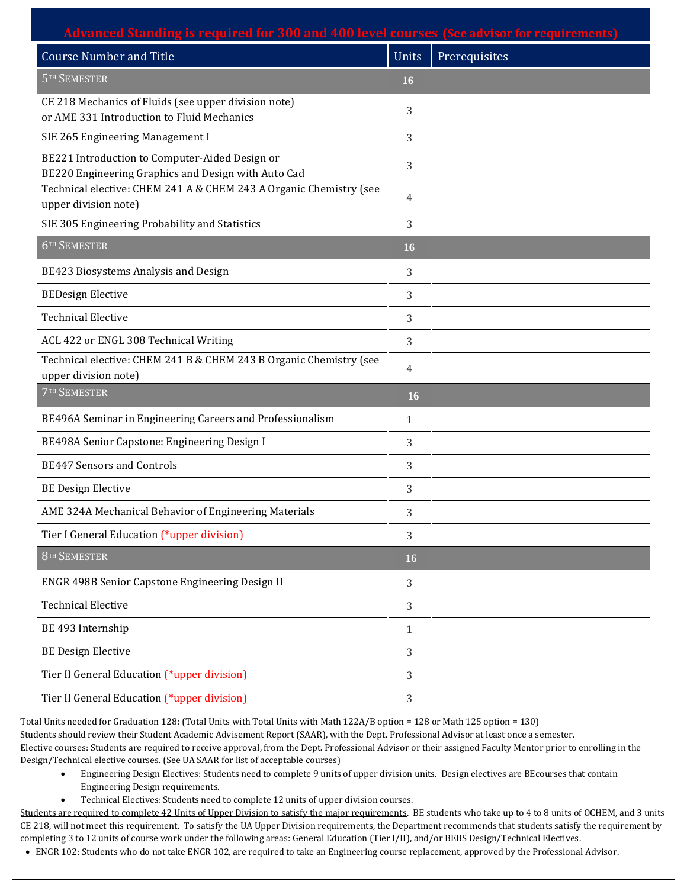**Advanced Standing is required for 300 and 400 level courses (See advisor for requirements)**

| Course Number and Title | Units | Prerequisites |
|---|---|---|
| 5TH SEMESTER | 16 | |
| CE 218 Mechanics of Fluids (see upper division note) or AME 331 Introduction to Fluid Mechanics | 3 | |
| SIE 265 Engineering Management I | 3 | |
| BE221 Introduction to Computer-Aided Design or BE220 Engineering Graphics and Design with Auto Cad | 3 | |
| Technical elective: CHEM 241 A & CHEM 243 A Organic Chemistry (see upper division note) | 4 | |
| SIE 305 Engineering Probability and Statistics | 3 | |
| 6TH SEMESTER | 16 | |
| BE423 Biosystems Analysis and Design | 3 | |
| BEDesign Elective | 3 | |
| Technical Elective | 3 | |
| ACL 422 or ENGL 308 Technical Writing | 3 | |
| Technical elective: CHEM 241 B & CHEM 243 B Organic Chemistry (see upper division note) | 4 | |
| 7TH SEMESTER | 16 | |
| BE496A Seminar in Engineering Careers and Professionalism | 1 | |
| BE498A Senior Capstone: Engineering Design I | 3 | |
| BE447 Sensors and Controls | 3 | |
| BE Design Elective | 3 | |
| AME 324A Mechanical Behavior of Engineering Materials | 3 | |
| Tier I General Education (*upper division) | 3 | |
| 8TH SEMESTER | 16 | |
| ENGR 498B Senior Capstone Engineering Design II | 3 | |
| Technical Elective | 3 | |
| BE 493 Internship | 1 | |
| BE Design Elective | 3 | |
| Tier II General Education (*upper division) | 3 | |
| Tier II General Education (*upper division) | 3 | |

Total Units needed for Graduation 128: (Total Units with Total Units with Math 122A/B option = 128 or Math 125 option = 130)
Students should review their Student Academic Advisement Report (SAAR), with the Dept. Professional Advisor at least once a semester.
Elective courses: Students are required to receive approval, from the Dept. Professional Advisor or their assigned Faculty Mentor prior to enrolling in the Design/Technical elective courses. (See UA SAAR for list of acceptable courses)

- Engineering Design Electives: Students need to complete 9 units of upper division units. Design electives are BEcourses that contain Engineering Design requirements.
- Technical Electives: Students need to complete 12 units of upper division courses.

Students are required to complete 42 Units of Upper Division to satisfy the major requirements. BE students who take up to 4 to 8 units of OCHEM, and 3 units CE 218, will not meet this requirement. To satisfy the UA Upper Division requirements, the Department recommends that students satisfy the requirement by completing 3 to 12 units of course work under the following areas: General Education (Tier I/II), and/or BEBS Design/Technical Electives.

- ENGR 102: Students who do not take ENGR 102, are required to take an Engineering course replacement, approved by the Professional Advisor.